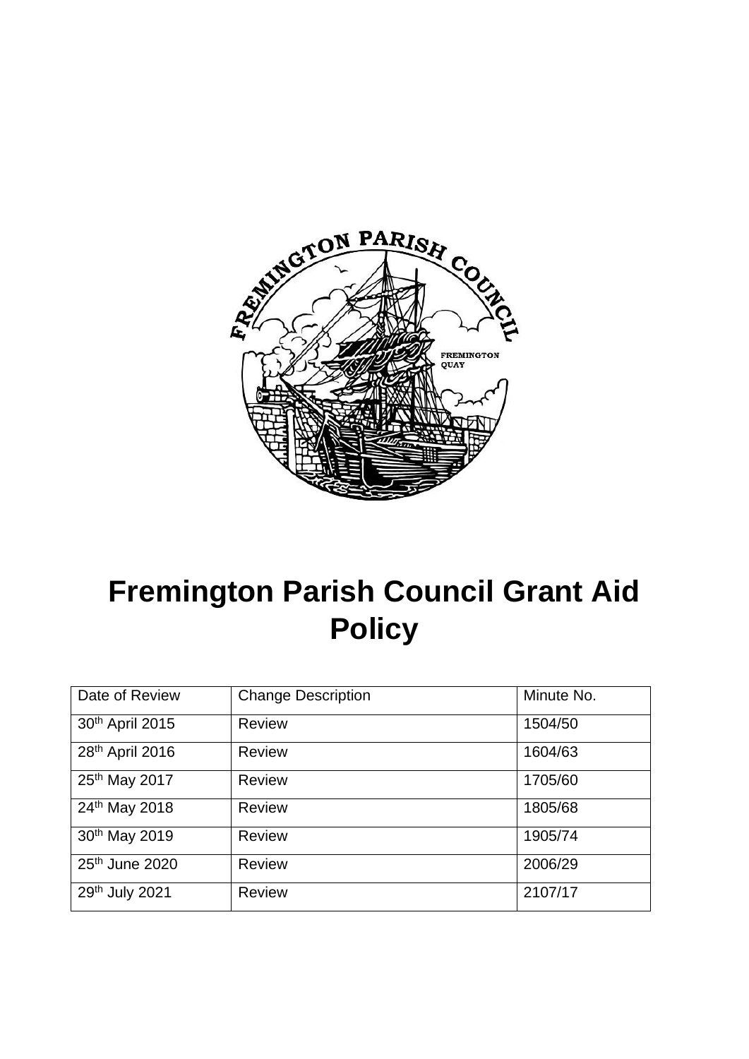# Fremington Parish Council Grant Aid Policy

| Date of Review | Change Description | Minute No. |
| --- | --- | --- |
| 30th April 2015 | Review | 1504/50 |
| 28th April 2016 | Review | 1604/63 |
| 25th May 2017 | Review | 1705/60 |
| 24th May 2018 | Review | 1805/68 |
| 30th May 2019 | Review | 1905/74 |
| 25th June 2020 | Review | 2006/29 |
| 29th July 2021 | Review | 2107/17 |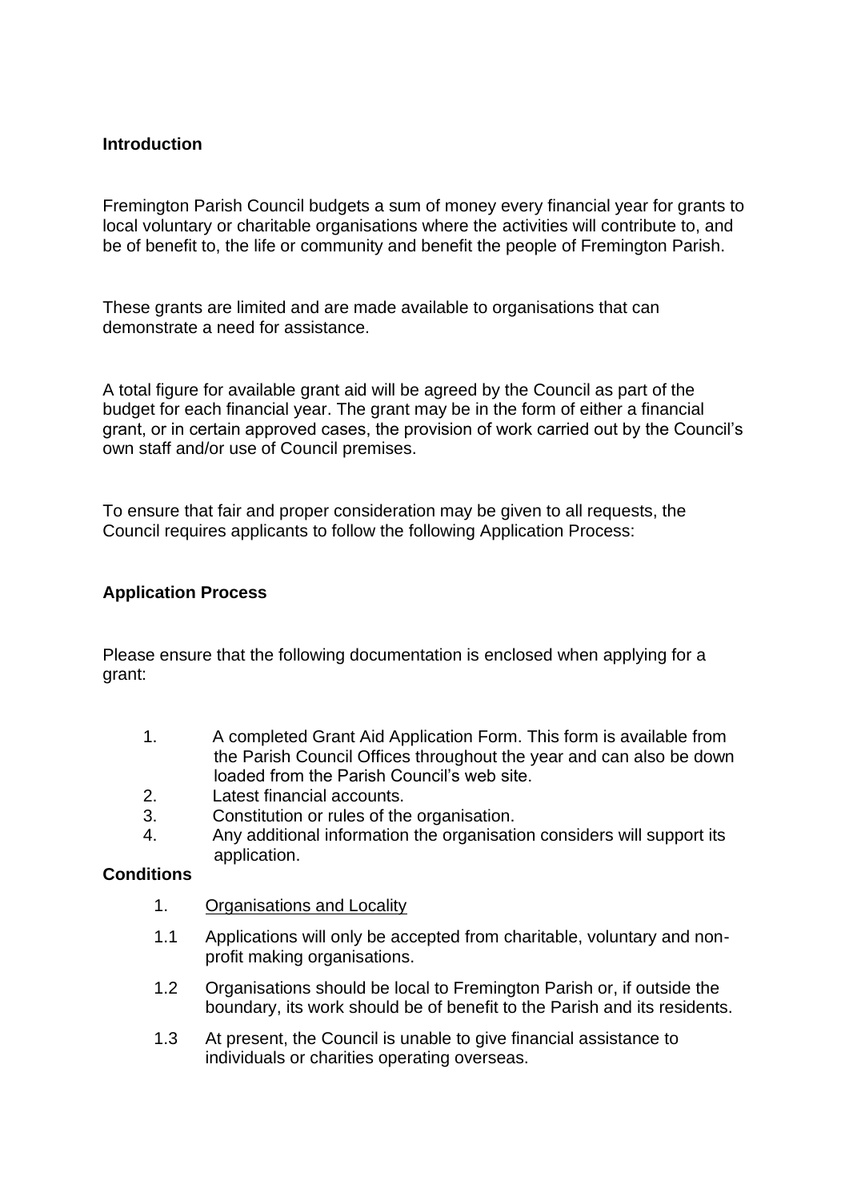**Introduction**

Fremington Parish Council budgets a sum of money every financial year for grants to local voluntary or charitable organisations where the activities will contribute to, and be of benefit to, the life or community and benefit the people of Fremington Parish.

These grants are limited and are made available to organisations that can demonstrate a need for assistance.

A total figure for available grant aid will be agreed by the Council as part of the budget for each financial year. The grant may be in the form of either a financial grant, or in certain approved cases, the provision of work carried out by the Council's own staff and/or use of Council premises.

To ensure that fair and proper consideration may be given to all requests, the Council requires applicants to follow the following Application Process:

**Application Process**

Please ensure that the following documentation is enclosed when applying for a grant:

1. A completed Grant Aid Application Form. This form is available from the Parish Council Offices throughout the year and can also be down loaded from the Parish Council's web site.
2. Latest financial accounts.
3. Constitution or rules of the organisation.
4. Any additional information the organisation considers will support its application.

**Conditions**

1. Organisations and Locality

1.1 Applications will only be accepted from charitable, voluntary and non-profit making organisations.

1.2 Organisations should be local to Fremington Parish or, if outside the boundary, its work should be of benefit to the Parish and its residents.

1.3 At present, the Council is unable to give financial assistance to individuals or charities operating overseas.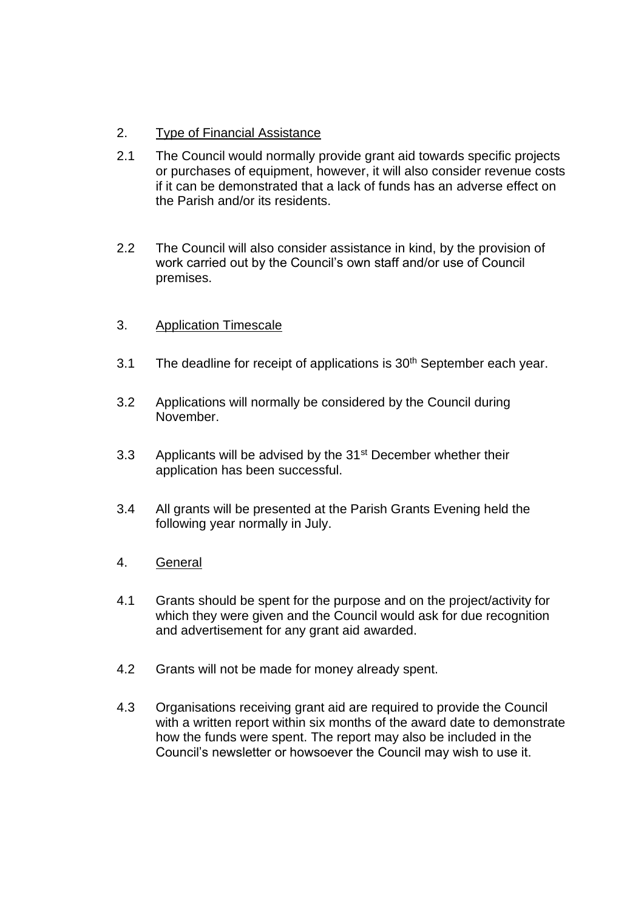## 2. Type of Financial Assistance

2.1 The Council would normally provide grant aid towards specific projects or purchases of equipment, however, it will also consider revenue costs if it can be demonstrated that a lack of funds has an adverse effect on the Parish and/or its residents.

2.2 The Council will also consider assistance in kind, by the provision of work carried out by the Council's own staff and/or use of Council premises.

## 3. Application Timescale

3.1 The deadline for receipt of applications is 30th September each year.

3.2 Applications will normally be considered by the Council during November.

3.3 Applicants will be advised by the 31st December whether their application has been successful.

3.4 All grants will be presented at the Parish Grants Evening held the following year normally in July.

## 4. General

4.1 Grants should be spent for the purpose and on the project/activity for which they were given and the Council would ask for due recognition and advertisement for any grant aid awarded.

4.2 Grants will not be made for money already spent.

4.3 Organisations receiving grant aid are required to provide the Council with a written report within six months of the award date to demonstrate how the funds were spent. The report may also be included in the Council's newsletter or howsoever the Council may wish to use it.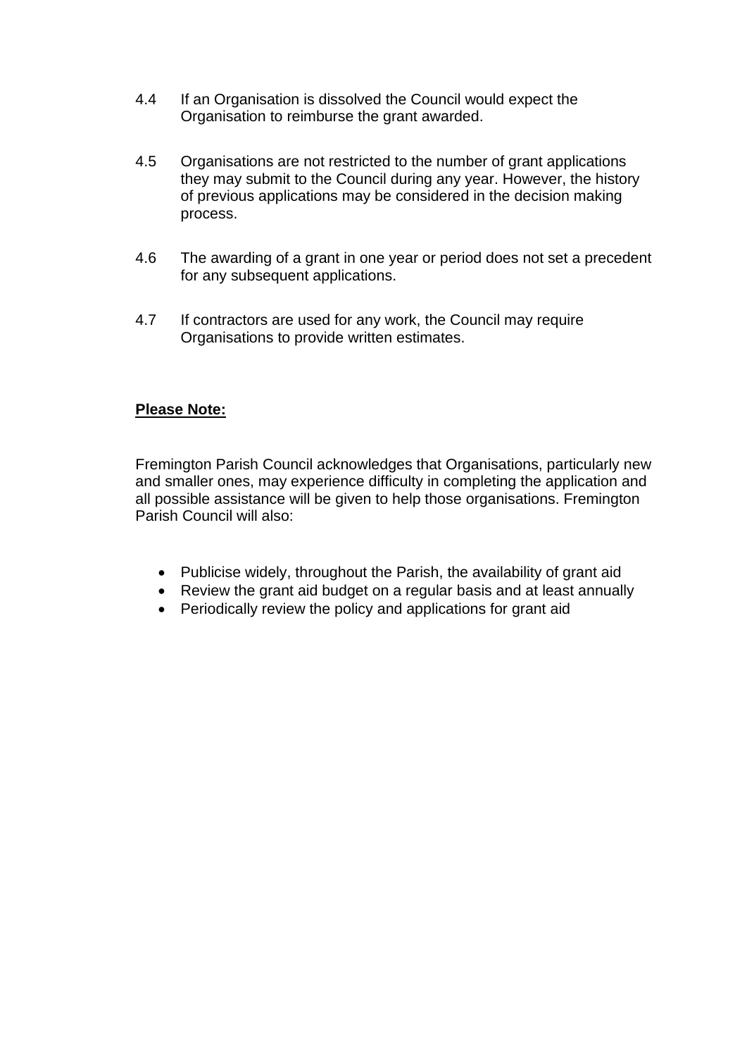4.4 If an Organisation is dissolved the Council would expect the Organisation to reimburse the grant awarded.

4.5 Organisations are not restricted to the number of grant applications they may submit to the Council during any year. However, the history of previous applications may be considered in the decision making process.

4.6 The awarding of a grant in one year or period does not set a precedent for any subsequent applications.

4.7 If contractors are used for any work, the Council may require Organisations to provide written estimates.

**Please Note:**

Fremington Parish Council acknowledges that Organisations, particularly new and smaller ones, may experience difficulty in completing the application and all possible assistance will be given to help those organisations. Fremington Parish Council will also:

- Publicise widely, throughout the Parish, the availability of grant aid
- Review the grant aid budget on a regular basis and at least annually
- Periodically review the policy and applications for grant aid